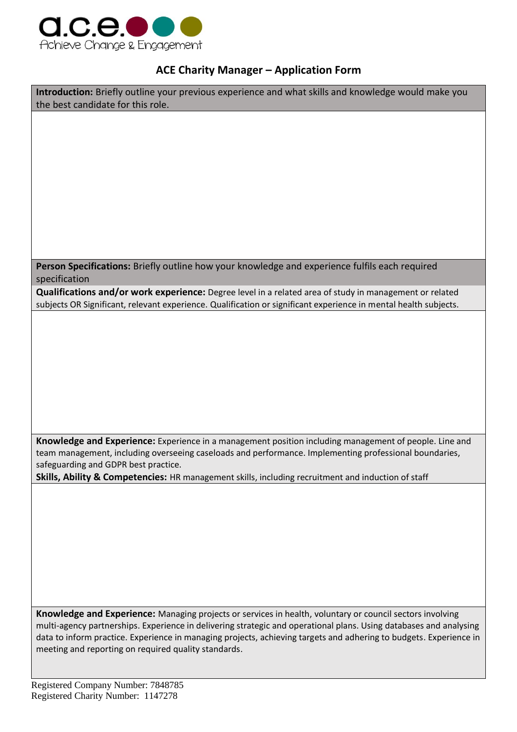a.c.e.
Achieve Change & Engagement

## ACE Charity Manager – Application Form

**Introduction:** Briefly outline your previous experience and what skills and knowledge would make you the best candidate for this role.

**Person Specifications:** Briefly outline how your knowledge and experience fulfils each required specification

**Qualifications and/or work experience:** Degree level in a related area of study in management or related subjects OR Significant, relevant experience. Qualification or significant experience in mental health subjects.

**Knowledge and Experience:** Experience in a management position including management of people. Line and team management, including overseeing caseloads and performance. Implementing professional boundaries, safeguarding and GDPR best practice.

**Skills, Ability & Competencies:** HR management skills, including recruitment and induction of staff

**Knowledge and Experience:** Managing projects or services in health, voluntary or council sectors involving multi-agency partnerships. Experience in delivering strategic and operational plans. Using databases and analysing data to inform practice. Experience in managing projects, achieving targets and adhering to budgets. Experience in meeting and reporting on required quality standards.

Registered Company Number: 7848785
Registered Charity Number: 1147278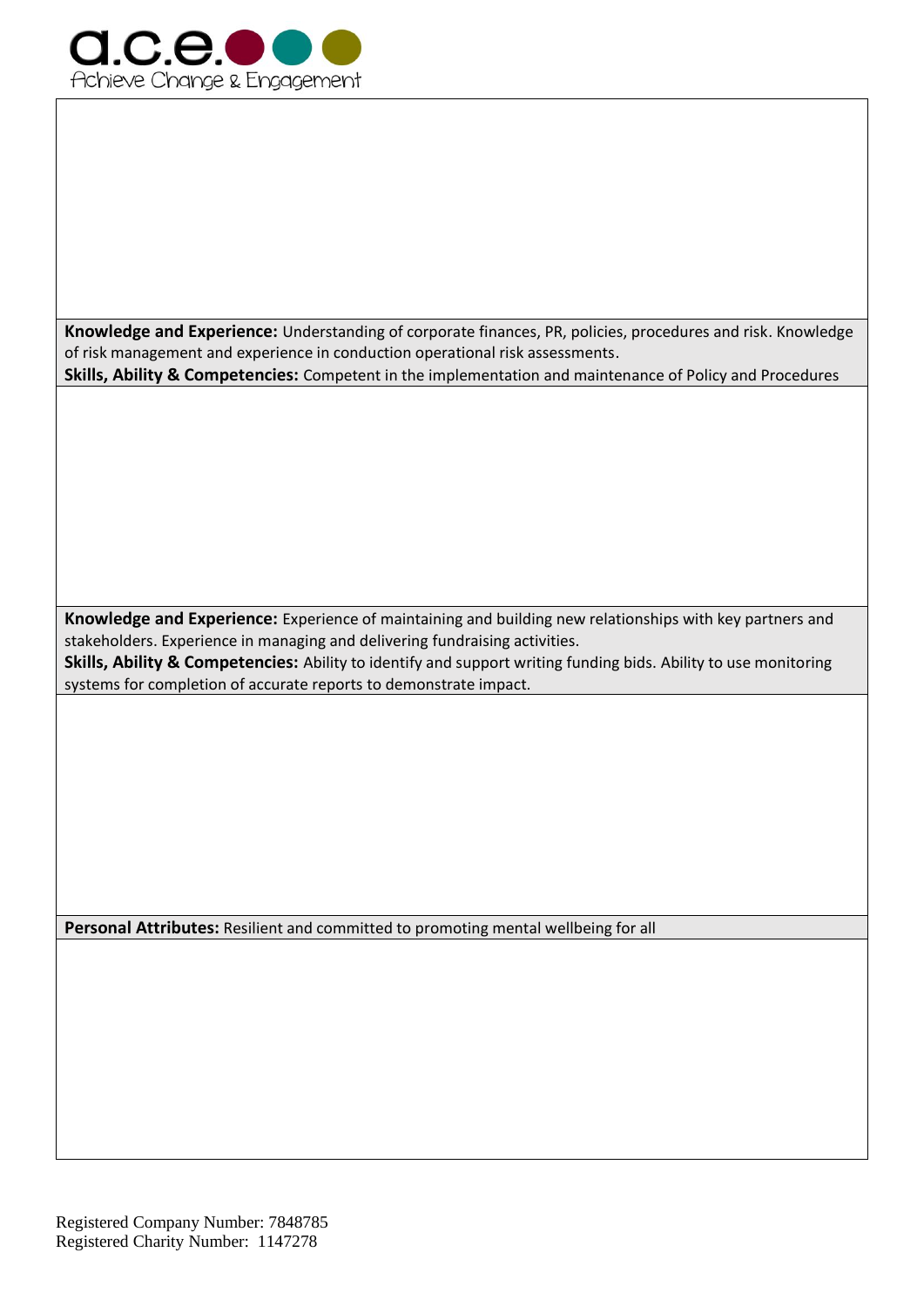**Knowledge and Experience:** Understanding of corporate finances, PR, policies, procedures and risk. Knowledge of risk management and experience in conduction operational risk assessments.
**Skills, Ability & Competencies:** Competent in the implementation and maintenance of Policy and Procedures

**Knowledge and Experience:** Experience of maintaining and building new relationships with key partners and stakeholders. Experience in managing and delivering fundraising activities.
**Skills, Ability & Competencies:** Ability to identify and support writing funding bids. Ability to use monitoring systems for completion of accurate reports to demonstrate impact.

**Personal Attributes:** Resilient and committed to promoting mental wellbeing for all

Registered Company Number: 7848785
Registered Charity Number: 1147278